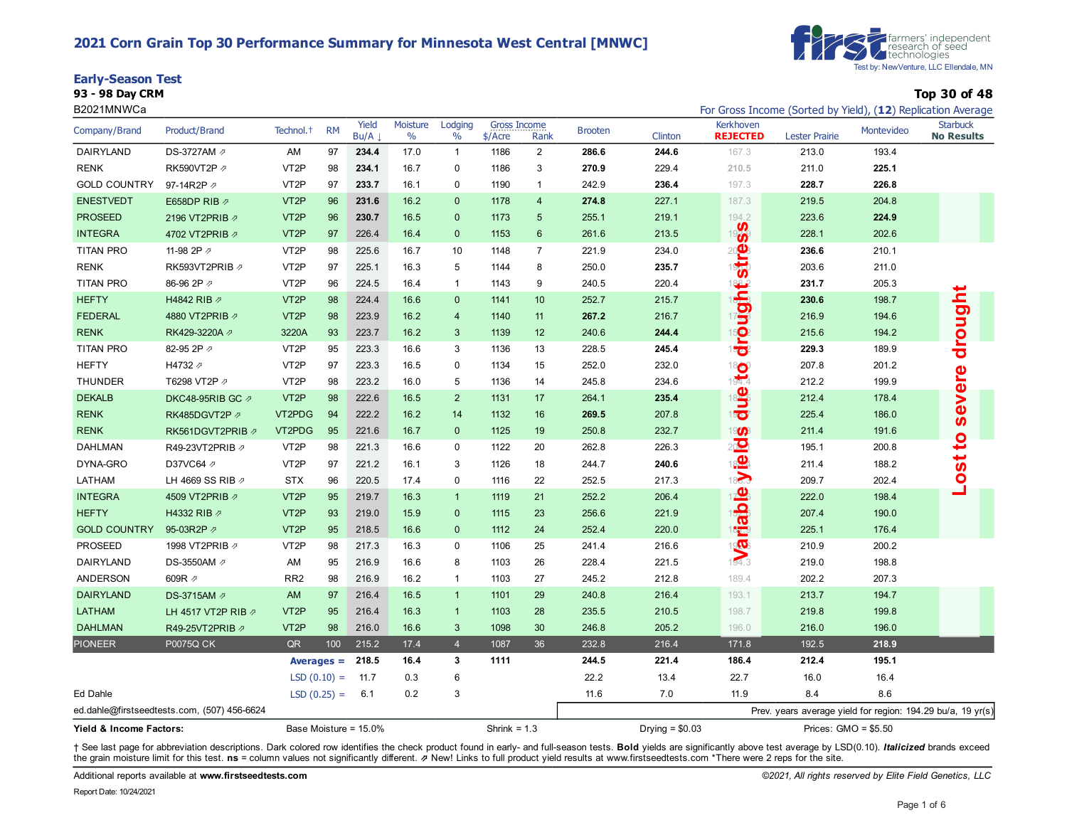# 2021 Corn Grain Top 30 Performance Summary for Minnesota West Central [MNWC]

Test by: NewVenture, LLC Ellendale, MN

## Early-Season Test

**93 - 98 Day CRM** — **Top 30 of 48**

B2021MNWCa

For Gross Income (Sorted by Yield), (**12**) Replication Average

| Company/Brand | Product/Brand | Technol.† | RM | Yield Bu/A ↓ | Moisture % | Lodging % | Gross Income $/Acre | Gross Income Rank | Brooten | Clinton | Kerkhoven **REJECTED** | Lester Prairie | Montevideo | Starbuck **No Results** |
|---|---|---|---|---|---|---|---|---|---|---|---|---|---|---|
| DAIRYLAND | DS-3727AM ⇗ | AM | 97 | **234.4** | 17.0 | 1 | 1186 | 2 | **286.6** | **244.6** | 167.3 | 213.0 | 193.4 | |
| RENK | RK590VT2P ⇗ | VT2P | 98 | **234.1** | 16.7 | 0 | 1186 | 3 | **270.9** | 229.4 | 210.5 | 211.0 | **225.1** | |
| GOLD COUNTRY | 97-14R2P ⇗ | VT2P | 97 | **233.7** | 16.1 | 0 | 1190 | 1 | 242.9 | **236.4** | 197.3 | **228.7** | **226.8** | |
| ENESTVEDT | E658DP RIB ⇗ | VT2P | 96 | **231.6** | 16.2 | 0 | 1178 | 4 | **274.8** | 227.1 | 187.3 | 219.5 | 204.8 | |
| PROSEED | 2196 VT2PRIB ⇗ | VT2P | 96 | **230.7** | 16.5 | 0 | 1173 | 5 | 255.1 | 219.1 | 194.2 | 223.6 | **224.9** | |
| INTEGRA | 4702 VT2PRIB ⇗ | VT2P | 97 | 226.4 | 16.4 | 0 | 1153 | 6 | 261.6 | 213.5 | 19?.9 | 228.1 | 202.6 | |
| TITAN PRO | 11-98 2P ⇗ | VT2P | 98 | 225.6 | 16.7 | 10 | 1148 | 7 | 221.9 | 234.0 | 20?.3 | **236.6** | 210.1 | |
| RENK | RK593VT2PRIB ⇗ | VT2P | 97 | 225.1 | 16.3 | 5 | 1144 | 8 | 250.0 | **235.7** | 19?.? | 203.6 | 211.0 | |
| TITAN PRO | 86-96 2P ⇗ | VT2P | 96 | 224.5 | 16.4 | 1 | 1143 | 9 | 240.5 | 220.4 | 188.2 | **231.7** | 205.3 | |
| HEFTY | H4842 RIB ⇗ | VT2P | 98 | 224.4 | 16.6 | 0 | 1141 | 10 | 252.7 | 215.7 | 1??.? | **230.6** | 198.7 | |
| FEDERAL | 4880 VT2PRIB ⇗ | VT2P | 98 | 223.9 | 16.2 | 4 | 1140 | 11 | **267.2** | 216.7 | 17?.? | 216.9 | 194.6 | |
| RENK | RK429-3220A ⇗ | 3220A | 93 | 223.7 | 16.2 | 3 | 1139 | 12 | 240.6 | **244.4** | 15?.2 | 215.6 | 194.2 | |
| TITAN PRO | 82-95 2P ⇗ | VT2P | 95 | 223.3 | 16.6 | 3 | 1136 | 13 | 228.5 | **245.4** | 1??.2 | **229.3** | 189.9 | |
| HEFTY | H4732 ⇗ | VT2P | 97 | 223.3 | 16.5 | 0 | 1134 | 15 | 252.0 | 232.0 | 18?.0 | 207.8 | 201.2 | |
| THUNDER | T6298 VT2P ⇗ | VT2P | 98 | 223.2 | 16.0 | 5 | 1136 | 14 | 245.8 | 234.6 | 194.4 | 212.2 | 199.9 | |
| DEKALB | DKC48-95RIB GC ⇗ | VT2P | 98 | 222.6 | 16.5 | 2 | 1131 | 17 | 264.1 | **235.4** | 18?.5 | 212.4 | 178.4 | |
| RENK | RK485DGVT2P ⇗ | VT2PDG | 94 | 222.2 | 16.2 | 14 | 1132 | 16 | **269.5** | 207.8 | 15?.7 | 225.4 | 186.0 | |
| RENK | RK561DGVT2PRIB ⇗ | VT2PDG | 95 | 221.6 | 16.7 | 0 | 1125 | 19 | 250.8 | 232.7 | 19?.3 | 211.4 | 191.6 | |
| DAHLMAN | R49-23VT2PRIB ⇗ | VT2P | 98 | 221.3 | 16.6 | 0 | 1122 | 20 | 262.8 | 226.3 | 20?.? | 195.1 | 200.8 | |
| DYNA-GRO | D37VC64 ⇗ | VT2P | 97 | 221.2 | 16.1 | 3 | 1126 | 18 | 244.7 | **240.6** | 18?.4 | 211.4 | 188.2 | |
| LATHAM | LH 4669 SS RIB ⇗ | STX | 96 | 220.5 | 17.4 | 0 | 1116 | 22 | 252.5 | 217.3 | 18?.3 | 209.7 | 202.4 | |
| INTEGRA | 4509 VT2PRIB ⇗ | VT2P | 95 | 219.7 | 16.3 | 1 | 1119 | 21 | 252.2 | 206.4 | 17?.5 | 222.0 | 198.4 | |
| HEFTY | H4332 RIB ⇗ | VT2P | 93 | 219.0 | 15.9 | 0 | 1115 | 23 | 256.6 | 221.9 | 1??.5 | 207.4 | 190.0 | |
| GOLD COUNTRY | 95-03R2P ⇗ | VT2P | 95 | 218.5 | 16.6 | 0 | 1112 | 24 | 252.4 | 220.0 | 1??.9 | 225.1 | 176.4 | |
| PROSEED | 1998 VT2PRIB ⇗ | VT2P | 98 | 217.3 | 16.3 | 0 | 1106 | 25 | 241.4 | 216.6 | 19?.6 | 210.9 | 200.2 | |
| DAIRYLAND | DS-3550AM ⇗ | AM | 95 | 216.9 | 16.6 | 8 | 1103 | 26 | 228.4 | 221.5 | 194.3 | 219.0 | 198.8 | |
| ANDERSON | 609R ⇗ | RR2 | 98 | 216.9 | 16.2 | 1 | 1103 | 27 | 245.2 | 212.8 | 189.4 | 202.2 | 207.3 | |
| DAIRYLAND | DS-3715AM ⇗ | AM | 97 | 216.4 | 16.5 | 1 | 1101 | 29 | 240.8 | 216.4 | 193.1 | 213.7 | 194.7 | |
| LATHAM | LH 4517 VT2P RIB ⇗ | VT2P | 95 | 216.4 | 16.3 | 1 | 1103 | 28 | 235.5 | 210.5 | 198.7 | 219.8 | 199.8 | |
| DAHLMAN | R49-25VT2PRIB ⇗ | VT2P | 98 | 216.0 | 16.6 | 3 | 1098 | 30 | 246.8 | 205.2 | 196.0 | 216.0 | 196.0 | |
| PIONEER | P0075Q CK | QR | 100 | 215.2 | 17.4 | 4 | 1087 | 36 | 232.8 | 216.4 | 171.8 | 192.5 | **218.9** | |
| | | | **Averages =** | **218.5** | **16.4** | **3** | **1111** | | **244.5** | **221.4** | **186.4** | **212.4** | **195.1** | |
| | | | LSD (0.10) = | 11.7 | 0.3 | 6 | | | 22.2 | 13.4 | 22.7 | 16.0 | 16.4 | |
| Ed Dahle | | | LSD (0.25) = | 6.1 | 0.2 | 3 | | | 11.6 | 7.0 | 11.9 | 8.4 | 8.6 | |

Kerkhoven: Variable yields due to drought stress

Starbuck: Lost to severe drought

ed.dahle@firstseedtests.com, (507) 456-6624

Prev. years average yield for region: 194.29 bu/a, 19 yr(s)

**Yield & Income Factors:** Base Moisture = 15.0% Shrink = 1.3 Drying = $0.03 Prices: GMO = $5.50

† See last page for abbreviation descriptions. Dark colored row identifies the check product found in early- and full-season tests. **Bold** yields are significantly above test average by LSD(0.10). ***Italicized*** brands exceed the grain moisture limit for this test. **ns** = column values not significantly different. ⇗ New! Links to full product yield results at www.firstseedtests.com *There were 2 reps for the site.

Additional reports available at **www.firstseedtests.com**

*©2021, All rights reserved by Elite Field Genetics, LLC*

Report Date: 10/24/2021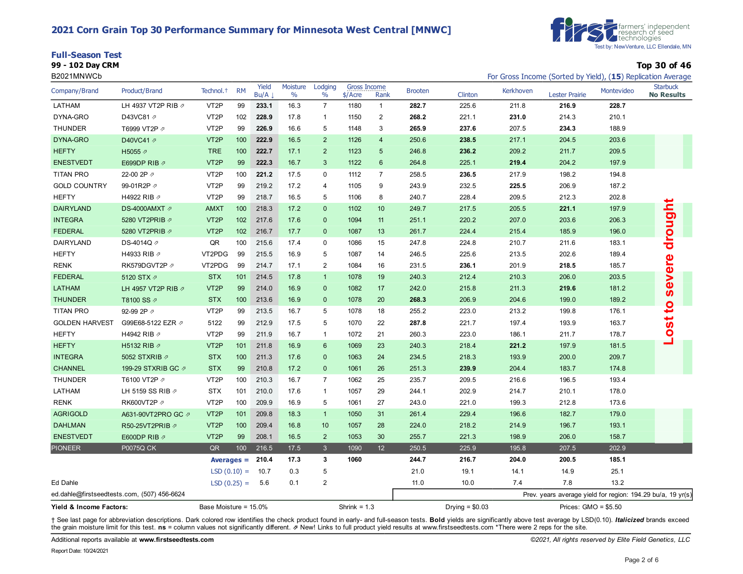# 2021 Corn Grain Top 30 Performance Summary for Minnesota West Central [MNWC]

first farmers' independent research of seed technologies
Test by: NewVenture, LLC Ellendale, MN

## Full-Season Test

**99 - 102 Day CRM**

B2021MNWCb

**Top 30 of 46**

For Gross Income (Sorted by Yield), (**15**) Replication Average

| Company/Brand | Product/Brand | Technol.† | RM | Yield Bu/A ↓ | Moisture % | Lodging % | Gross Income $/Acre | Gross Income Rank | Brooten | Clinton | Kerkhoven | Lester Prairie | Montevideo | Starbuck **No Results** |
|---|---|---|---|---|---|---|---|---|---|---|---|---|---|---|
| LATHAM | LH 4937 VT2P RIB ⇗ | VT2P | 99 | **233.1** | 16.3 | 7 | 1180 | 1 | **282.7** | 225.6 | 211.8 | **216.9** | **228.7** | Lost to severe drought |
| DYNA-GRO | D43VC81 ⇗ | VT2P | 102 | **228.9** | 17.8 | 1 | 1150 | 2 | **268.2** | 221.1 | **231.0** | 214.3 | 210.1 | |
| THUNDER | T6999 VT2P ⇗ | VT2P | 99 | **226.9** | 16.6 | 5 | 1148 | 3 | **265.9** | **237.6** | 207.5 | **234.3** | 188.9 | |
| DYNA-GRO | D40VC41 ⇗ | VT2P | 100 | **222.9** | 16.5 | 2 | 1126 | 4 | 250.6 | **238.5** | 217.1 | 204.5 | 203.6 | |
| HEFTY | H5055 ⇗ | TRE | 100 | **222.7** | 17.1 | 2 | 1123 | 5 | 246.8 | **236.2** | 209.2 | 211.7 | 209.5 | |
| ENESTVEDT | E699DP RIB ⇗ | VT2P | 99 | **222.3** | 16.7 | 3 | 1122 | 6 | 264.8 | 225.1 | **219.4** | 204.2 | 197.9 | |
| TITAN PRO | 22-00 2P ⇗ | VT2P | 100 | **221.2** | 17.5 | 0 | 1112 | 7 | 258.5 | **236.5** | 217.9 | 198.2 | 194.8 | |
| GOLD COUNTRY | 99-01R2P ⇗ | VT2P | 99 | 219.2 | 17.2 | 4 | 1105 | 9 | 243.9 | 232.5 | **225.5** | 206.9 | 187.2 | |
| HEFTY | H4922 RIB ⇗ | VT2P | 99 | 218.7 | 16.5 | 5 | 1106 | 8 | 240.7 | 228.4 | 209.5 | 212.3 | 202.8 | |
| DAIRYLAND | DS-4000AMXT ⇗ | AMXT | 100 | 218.3 | 17.2 | 0 | 1102 | 10 | 249.7 | 217.5 | 205.5 | **221.1** | 197.9 | |
| INTEGRA | 5280 VT2PRIB ⇗ | VT2P | 102 | 217.6 | 17.6 | 0 | 1094 | 11 | 251.1 | 220.2 | 207.0 | 203.6 | 206.3 | |
| FEDERAL | 5280 VT2PRIB ⇗ | VT2P | 102 | 216.7 | 17.7 | 0 | 1087 | 13 | 261.7 | 224.4 | 215.4 | 185.9 | 196.0 | |
| DAIRYLAND | DS-4014Q ⇗ | QR | 100 | 215.6 | 17.4 | 0 | 1086 | 15 | 247.8 | 224.8 | 210.7 | 211.6 | 183.1 | |
| HEFTY | H4933 RIB ⇗ | VT2PDG | 99 | 215.5 | 16.9 | 5 | 1087 | 14 | 246.5 | 225.6 | 213.5 | 202.6 | 189.4 | |
| RENK | RK579DGVT2P ⇗ | VT2PDG | 99 | 214.7 | 17.1 | 2 | 1084 | 16 | 231.5 | **236.1** | 201.9 | **218.5** | 185.7 | |
| FEDERAL | 5120 STX ⇗ | STX | 101 | 214.5 | 17.8 | 1 | 1078 | 19 | 240.3 | 212.4 | 210.3 | 206.0 | 203.5 | |
| LATHAM | LH 4957 VT2P RIB ⇗ | VT2P | 99 | 214.0 | 16.9 | 0 | 1082 | 17 | 242.0 | 215.8 | 211.3 | **219.6** | 181.2 | |
| THUNDER | T8100 SS ⇗ | STX | 100 | 213.6 | 16.9 | 0 | 1078 | 20 | **268.3** | 206.9 | 204.6 | 199.0 | 189.2 | |
| TITAN PRO | 92-99 2P ⇗ | VT2P | 99 | 213.5 | 16.7 | 5 | 1078 | 18 | 255.2 | 223.0 | 213.2 | 199.8 | 176.1 | |
| GOLDEN HARVEST | G99E68-5122 EZR ⇗ | 5122 | 99 | 212.9 | 17.5 | 5 | 1070 | 22 | **287.8** | 221.7 | 197.4 | 193.9 | 163.7 | |
| HEFTY | H4942 RIB ⇗ | VT2P | 99 | 211.9 | 16.7 | 1 | 1072 | 21 | 260.3 | 223.0 | 186.1 | 211.7 | 178.7 | |
| HEFTY | H5132 RIB ⇗ | VT2P | 101 | 211.8 | 16.9 | 6 | 1069 | 23 | 240.3 | 218.4 | **221.2** | 197.9 | 181.5 | |
| INTEGRA | 5052 STXRIB ⇗ | STX | 100 | 211.3 | 17.6 | 0 | 1063 | 24 | 234.5 | 218.3 | 193.9 | 200.0 | 209.7 | |
| CHANNEL | 199-29 STXRIB GC ⇗ | STX | 99 | 210.8 | 17.2 | 0 | 1061 | 26 | 251.3 | **239.9** | 204.4 | 183.7 | 174.8 | |
| THUNDER | T6100 VT2P ⇗ | VT2P | 100 | 210.3 | 16.7 | 7 | 1062 | 25 | 235.7 | 209.5 | 216.6 | 196.5 | 193.4 | |
| LATHAM | LH 5159 SS RIB ⇗ | STX | 101 | 210.0 | 17.6 | 1 | 1057 | 29 | 244.1 | 202.9 | 214.7 | 210.1 | 178.0 | |
| RENK | RK600VT2P ⇗ | VT2P | 100 | 209.9 | 16.9 | 5 | 1061 | 27 | 243.0 | 221.0 | 199.3 | 212.8 | 173.6 | |
| AGRIGOLD | A631-90VT2PRO GC ⇗ | VT2P | 101 | 209.8 | 18.3 | 1 | 1050 | 31 | 261.4 | 229.4 | 196.6 | 182.7 | 179.0 | |
| DAHLMAN | R50-25VT2PRIB ⇗ | VT2P | 100 | 209.4 | 16.8 | 10 | 1057 | 28 | 224.0 | 218.2 | 214.9 | 196.7 | 193.1 | |
| ENESTVEDT | E600DP RIB ⇗ | VT2P | 99 | 208.1 | 16.5 | 2 | 1053 | 30 | 255.7 | 221.3 | 198.9 | 206.0 | 158.7 | |
| PIONEER | P0075Q CK | QR | 100 | 216.5 | 17.5 | 3 | 1090 | 12 | 250.5 | 225.9 | 195.8 | 207.5 | 202.9 | |
| | | | **Averages =** | **210.4** | **17.3** | **3** | **1060** | | **244.7** | **216.7** | **204.0** | **200.5** | **185.1** | |
| | | | LSD (0.10) = | 10.7 | 0.3 | 5 | | | 21.0 | 19.1 | 14.1 | 14.9 | 25.1 | |
| Ed Dahle | | | LSD (0.25) = | 5.6 | 0.1 | 2 | | | 11.0 | 10.0 | 7.4 | 7.8 | 13.2 | |

ed.dahle@firstseedtests.com, (507) 456-6624

Prev. years average yield for region: 194.29 bu/a, 19 yr(s)

**Yield & Income Factors:** Base Moisture = 15.0% Shrink = 1.3 Drying = $0.03 Prices: GMO = $5.50

† See last page for abbreviation descriptions. Dark colored row identifies the check product found in early- and full-season tests. **Bold** yields are significantly above test average by LSD(0.10). ***Italicized*** brands exceed the grain moisture limit for this test. **ns** = column values not significantly different. ⇗ New! Links to full product yield results at www.firstseedtests.com *There were 2 reps for the site.

Additional reports available at **www.firstseedtests.com**

*©2021, All rights reserved by Elite Field Genetics, LLC*

Report Date: 10/24/2021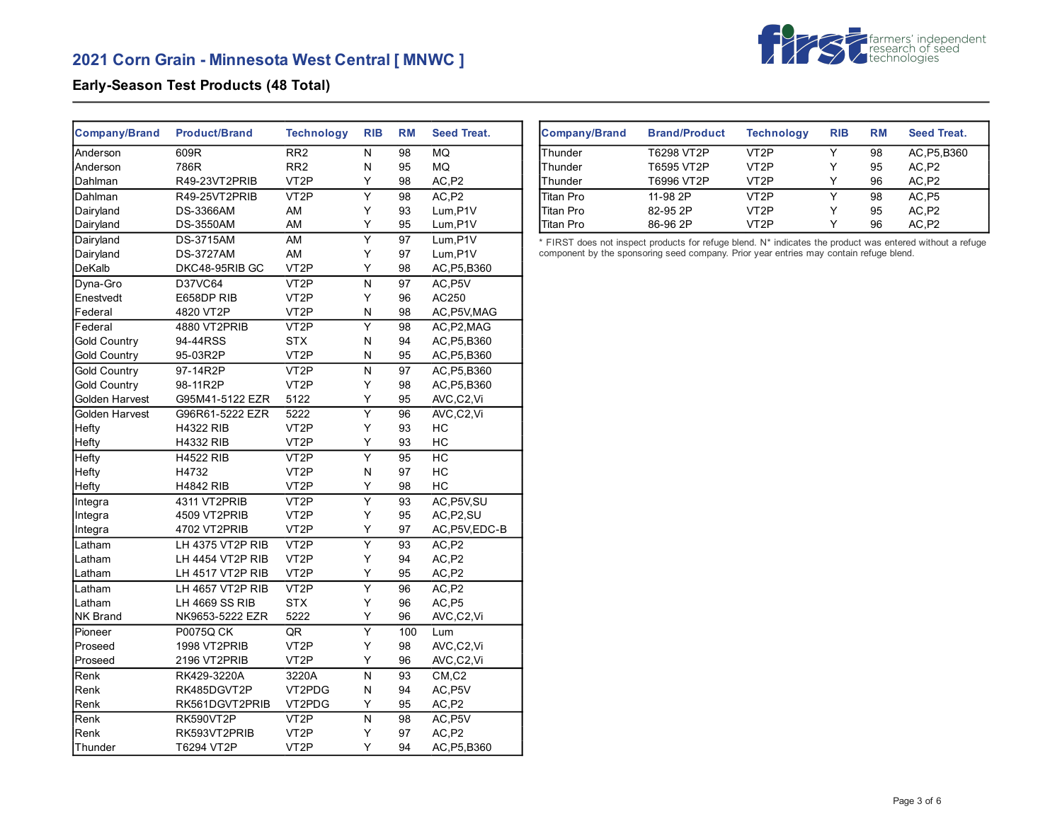# 2021 Corn Grain - Minnesota West Central [ MNWC ]

## Early-Season Test Products (48 Total)

| Company/Brand | Product/Brand | Technology | RIB | RM | Seed Treat. |
|---|---|---|---|---|---|
| Anderson | 609R | RR2 | N | 98 | MQ |
| Anderson | 786R | RR2 | N | 95 | MQ |
| Dahlman | R49-23VT2PRIB | VT2P | Y | 98 | AC,P2 |
| Dahlman | R49-25VT2PRIB | VT2P | Y | 98 | AC,P2 |
| Dairyland | DS-3366AM | AM | Y | 93 | Lum,P1V |
| Dairyland | DS-3550AM | AM | Y | 95 | Lum,P1V |
| Dairyland | DS-3715AM | AM | Y | 97 | Lum,P1V |
| Dairyland | DS-3727AM | AM | Y | 97 | Lum,P1V |
| DeKalb | DKC48-95RIB GC | VT2P | Y | 98 | AC,P5,B360 |
| Dyna-Gro | D37VC64 | VT2P | N | 97 | AC,P5V |
| Enestvedt | E658DP RIB | VT2P | Y | 96 | AC250 |
| Federal | 4820 VT2P | VT2P | N | 98 | AC,P5V,MAG |
| Federal | 4880 VT2PRIB | VT2P | Y | 98 | AC,P2,MAG |
| Gold Country | 94-44RSS | STX | N | 94 | AC,P5,B360 |
| Gold Country | 95-03R2P | VT2P | N | 95 | AC,P5,B360 |
| Gold Country | 97-14R2P | VT2P | N | 97 | AC,P5,B360 |
| Gold Country | 98-11R2P | VT2P | Y | 98 | AC,P5,B360 |
| Golden Harvest | G95M41-5122 EZR | 5122 | Y | 95 | AVC,C2,Vi |
| Golden Harvest | G96R61-5222 EZR | 5222 | Y | 96 | AVC,C2,Vi |
| Hefty | H4322 RIB | VT2P | Y | 93 | HC |
| Hefty | H4332 RIB | VT2P | Y | 93 | HC |
| Hefty | H4522 RIB | VT2P | Y | 95 | HC |
| Hefty | H4732 | VT2P | N | 97 | HC |
| Hefty | H4842 RIB | VT2P | Y | 98 | HC |
| Integra | 4311 VT2PRIB | VT2P | Y | 93 | AC,P5V,SU |
| Integra | 4509 VT2PRIB | VT2P | Y | 95 | AC,P2,SU |
| Integra | 4702 VT2PRIB | VT2P | Y | 97 | AC,P5V,EDC-B |
| Latham | LH 4375 VT2P RIB | VT2P | Y | 93 | AC,P2 |
| Latham | LH 4454 VT2P RIB | VT2P | Y | 94 | AC,P2 |
| Latham | LH 4517 VT2P RIB | VT2P | Y | 95 | AC,P2 |
| Latham | LH 4657 VT2P RIB | VT2P | Y | 96 | AC,P2 |
| Latham | LH 4669 SS RIB | STX | Y | 96 | AC,P5 |
| NK Brand | NK9653-5222 EZR | 5222 | Y | 96 | AVC,C2,Vi |
| Pioneer | P0075Q CK | QR | Y | 100 | Lum |
| Proseed | 1998 VT2PRIB | VT2P | Y | 98 | AVC,C2,Vi |
| Proseed | 2196 VT2PRIB | VT2P | Y | 96 | AVC,C2,Vi |
| Renk | RK429-3220A | 3220A | N | 93 | CM,C2 |
| Renk | RK485DGVT2P | VT2PDG | N | 94 | AC,P5V |
| Renk | RK561DGVT2PRIB | VT2PDG | Y | 95 | AC,P2 |
| Renk | RK590VT2P | VT2P | N | 98 | AC,P5V |
| Renk | RK593VT2PRIB | VT2P | Y | 97 | AC,P2 |
| Thunder | T6294 VT2P | VT2P | Y | 94 | AC,P5,B360 |
| Thunder | T6298 VT2P | VT2P | Y | 98 | AC,P5,B360 |
| Thunder | T6595 VT2P | VT2P | Y | 95 | AC,P2 |
| Thunder | T6996 VT2P | VT2P | Y | 96 | AC,P2 |
| Titan Pro | 11-98 2P | VT2P | Y | 98 | AC,P5 |
| Titan Pro | 82-95 2P | VT2P | Y | 95 | AC,P2 |
| Titan Pro | 86-96 2P | VT2P | Y | 96 | AC,P2 |

* FIRST does not inspect products for refuge blend. N* indicates the product was entered without a refuge component by the sponsoring seed company. Prior year entries may contain refuge blend.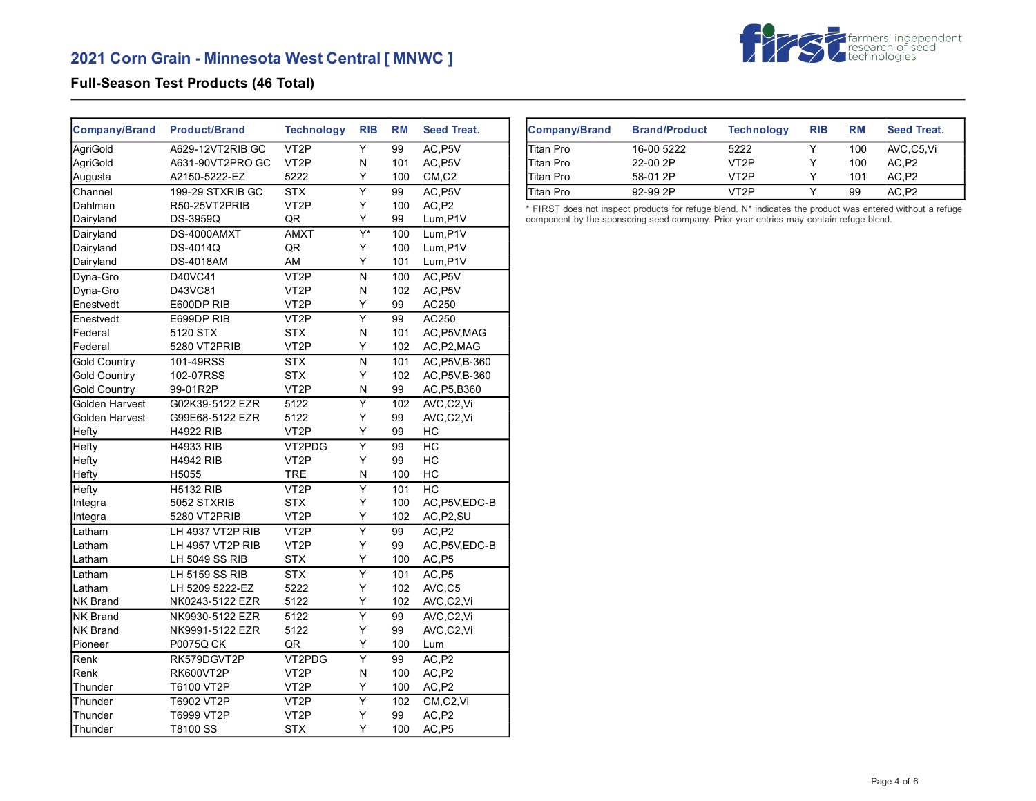## 2021 Corn Grain - Minnesota West Central [ MNWC ]

### Full-Season Test Products (46 Total)

| Company/Brand | Product/Brand | Technology | RIB | RM | Seed Treat. |
|---|---|---|---|---|---|
| AgriGold | A629-12VT2RIB GC | VT2P | Y | 99 | AC,P5V |
| AgriGold | A631-90VT2PRO GC | VT2P | N | 101 | AC,P5V |
| Augusta | A2150-5222-EZ | 5222 | Y | 100 | CM,C2 |
| Channel | 199-29 STXRIB GC | STX | Y | 99 | AC,P5V |
| Dahlman | R50-25VT2PRIB | VT2P | Y | 100 | AC,P2 |
| Dairyland | DS-3959Q | QR | Y | 99 | Lum,P1V |
| Dairyland | DS-4000AMXT | AMXT | Y* | 100 | Lum,P1V |
| Dairyland | DS-4014Q | QR | Y | 100 | Lum,P1V |
| Dairyland | DS-4018AM | AM | Y | 101 | Lum,P1V |
| Dyna-Gro | D40VC41 | VT2P | N | 100 | AC,P5V |
| Dyna-Gro | D43VC81 | VT2P | N | 102 | AC,P5V |
| Enestvedt | E600DP RIB | VT2P | Y | 99 | AC250 |
| Enestvedt | E699DP RIB | VT2P | Y | 99 | AC250 |
| Federal | 5120 STX | STX | N | 101 | AC,P5V,MAG |
| Federal | 5280 VT2PRIB | VT2P | Y | 102 | AC,P2,MAG |
| Gold Country | 101-49RSS | STX | N | 101 | AC,P5V,B-360 |
| Gold Country | 102-07RSS | STX | Y | 102 | AC,P5V,B-360 |
| Gold Country | 99-01R2P | VT2P | N | 99 | AC,P5,B360 |
| Golden Harvest | G02K39-5122 EZR | 5122 | Y | 102 | AVC,C2,Vi |
| Golden Harvest | G99E68-5122 EZR | 5122 | Y | 99 | AVC,C2,Vi |
| Hefty | H4922 RIB | VT2P | Y | 99 | HC |
| Hefty | H4933 RIB | VT2PDG | Y | 99 | HC |
| Hefty | H4942 RIB | VT2P | Y | 99 | HC |
| Hefty | H5055 | TRE | N | 100 | HC |
| Hefty | H5132 RIB | VT2P | Y | 101 | HC |
| Integra | 5052 STXRIB | STX | Y | 100 | AC,P5V,EDC-B |
| Integra | 5280 VT2PRIB | VT2P | Y | 102 | AC,P2,SU |
| Latham | LH 4937 VT2P RIB | VT2P | Y | 99 | AC,P2 |
| Latham | LH 4957 VT2P RIB | VT2P | Y | 99 | AC,P5V,EDC-B |
| Latham | LH 5049 SS RIB | STX | Y | 100 | AC,P5 |
| Latham | LH 5159 SS RIB | STX | Y | 101 | AC,P5 |
| Latham | LH 5209 5222-EZ | 5222 | Y | 102 | AVC,C5 |
| NK Brand | NK0243-5122 EZR | 5122 | Y | 102 | AVC,C2,Vi |
| NK Brand | NK9930-5122 EZR | 5122 | Y | 99 | AVC,C2,Vi |
| NK Brand | NK9991-5122 EZR | 5122 | Y | 99 | AVC,C2,Vi |
| Pioneer | P0075Q CK | QR | Y | 100 | Lum |
| Renk | RK579DGVT2P | VT2PDG | Y | 99 | AC,P2 |
| Renk | RK600VT2P | VT2P | N | 100 | AC,P2 |
| Thunder | T6100 VT2P | VT2P | Y | 100 | AC,P2 |
| Thunder | T6902 VT2P | VT2P | Y | 102 | CM,C2,Vi |
| Thunder | T6999 VT2P | VT2P | Y | 99 | AC,P2 |
| Thunder | T8100 SS | STX | Y | 100 | AC,P5 |
| Titan Pro | 16-00 5222 | 5222 | Y | 100 | AVC,C5,Vi |
| Titan Pro | 22-00 2P | VT2P | Y | 100 | AC,P2 |
| Titan Pro | 58-01 2P | VT2P | Y | 101 | AC,P2 |
| Titan Pro | 92-99 2P | VT2P | Y | 99 | AC,P2 |

* FIRST does not inspect products for refuge blend. N* indicates the product was entered without a refuge component by the sponsoring seed company. Prior year entries may contain refuge blend.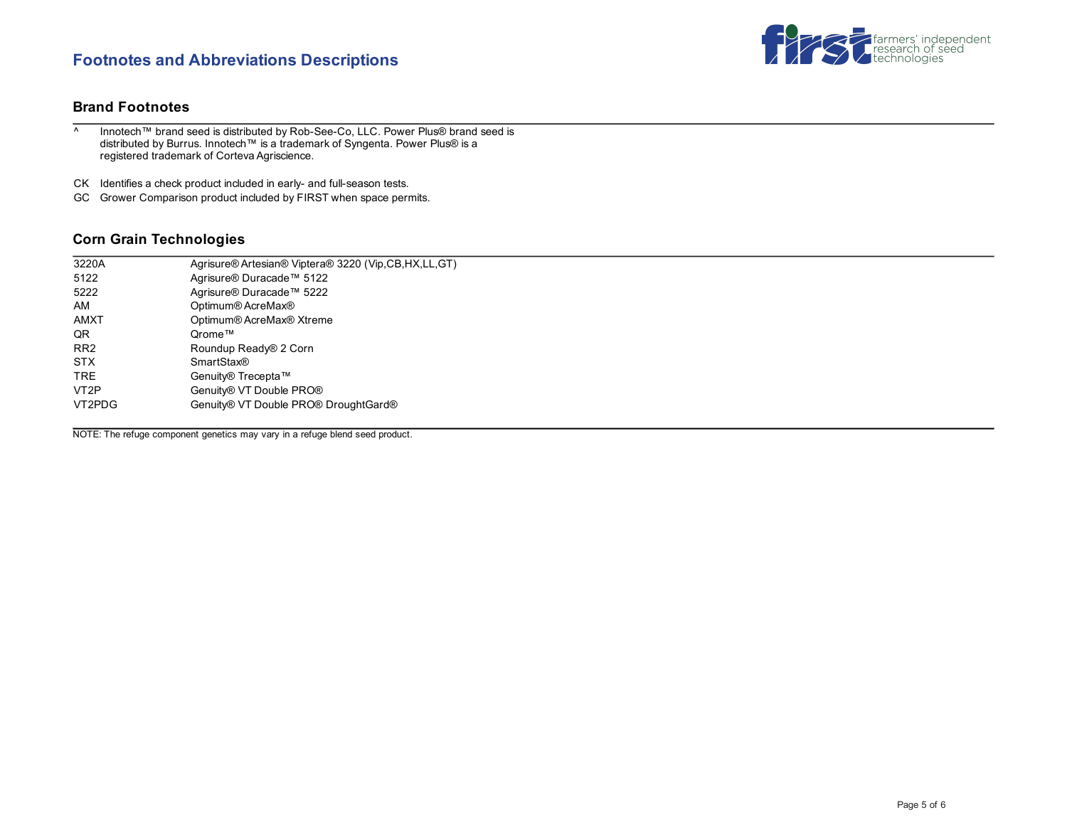# Footnotes and Abbreviations Descriptions

## Brand Footnotes

^ Innotech™ brand seed is distributed by Rob-See-Co, LLC. Power Plus® brand seed is distributed by Burrus. Innotech™ is a trademark of Syngenta. Power Plus® is a registered trademark of Corteva Agriscience.

CK Identifies a check product included in early- and full-season tests.

GC Grower Comparison product included by FIRST when space permits.

## Corn Grain Technologies

| | |
|---|---|
| 3220A | Agrisure® Artesian® Viptera® 3220 (Vip,CB,HX,LL,GT) |
| 5122 | Agrisure® Duracade™ 5122 |
| 5222 | Agrisure® Duracade™ 5222 |
| AM | Optimum® AcreMax® |
| AMXT | Optimum® AcreMax® Xtreme |
| QR | Qrome™ |
| RR2 | Roundup Ready® 2 Corn |
| STX | SmartStax® |
| TRE | Genuity® Trecepta™ |
| VT2P | Genuity® VT Double PRO® |
| VT2PDG | Genuity® VT Double PRO® DroughtGard® |

NOTE: The refuge component genetics may vary in a refuge blend seed product.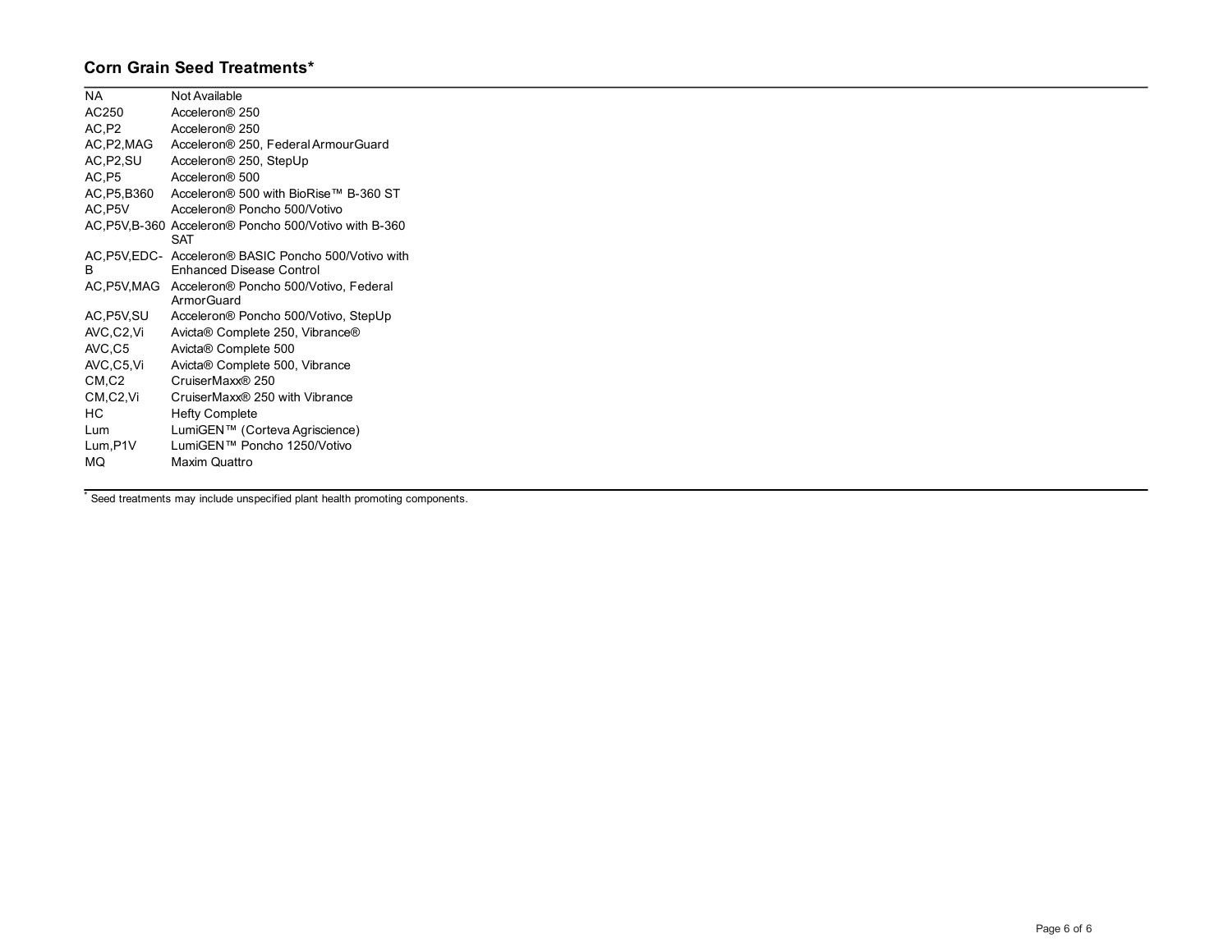## Corn Grain Seed Treatments*

| | |
|---|---|
| NA | Not Available |
| AC250 | Acceleron® 250 |
| AC,P2 | Acceleron® 250 |
| AC,P2,MAG | Acceleron® 250, Federal ArmourGuard |
| AC,P2,SU | Acceleron® 250, StepUp |
| AC,P5 | Acceleron® 500 |
| AC,P5,B360 | Acceleron® 500 with BioRise™ B-360 ST |
| AC,P5V | Acceleron® Poncho 500/Votivo |
| AC,P5V,B-360 | Acceleron® Poncho 500/Votivo with B-360 SAT |
| AC,P5V,EDC-B | Acceleron® BASIC Poncho 500/Votivo with Enhanced Disease Control |
| AC,P5V,MAG | Acceleron® Poncho 500/Votivo, Federal ArmorGuard |
| AC,P5V,SU | Acceleron® Poncho 500/Votivo, StepUp |
| AVC,C2,Vi | Avicta® Complete 250, Vibrance® |
| AVC,C5 | Avicta® Complete 500 |
| AVC,C5,Vi | Avicta® Complete 500, Vibrance |
| CM,C2 | CruiserMaxx® 250 |
| CM,C2,Vi | CruiserMaxx® 250 with Vibrance |
| HC | Hefty Complete |
| Lum | LumiGEN™ (Corteva Agriscience) |
| Lum,P1V | LumiGEN™ Poncho 1250/Votivo |
| MQ | Maxim Quattro |

* Seed treatments may include unspecified plant health promoting components.